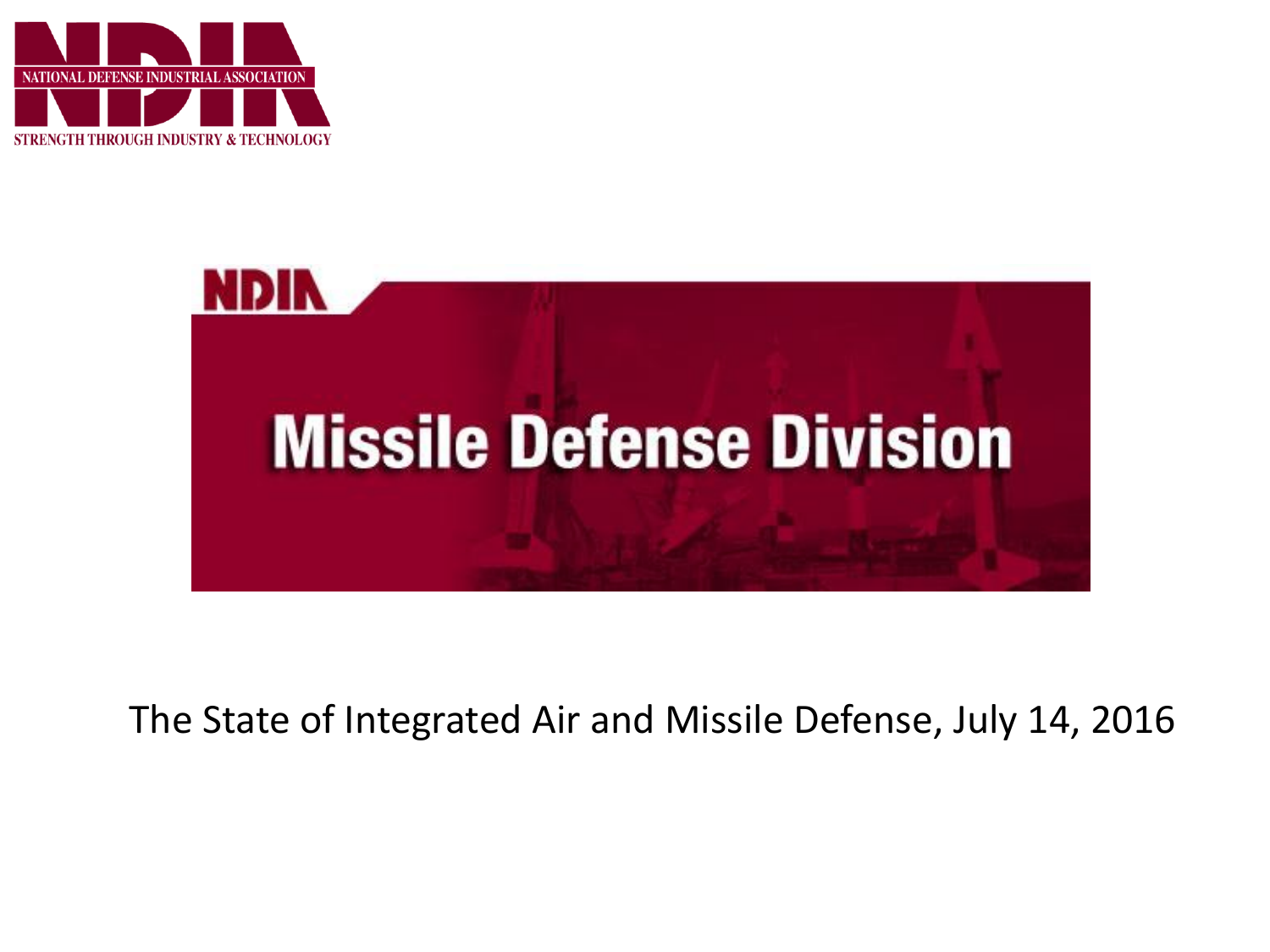NDIA

NATIONAL DEFENSE INDUSTRIAL ASSOCIATION

STRENGTH THROUGH INDUSTRY & TECHNOLOGY

NDIA

# Missile Defense Division

The State of Integrated Air and Missile Defense, July 14, 2016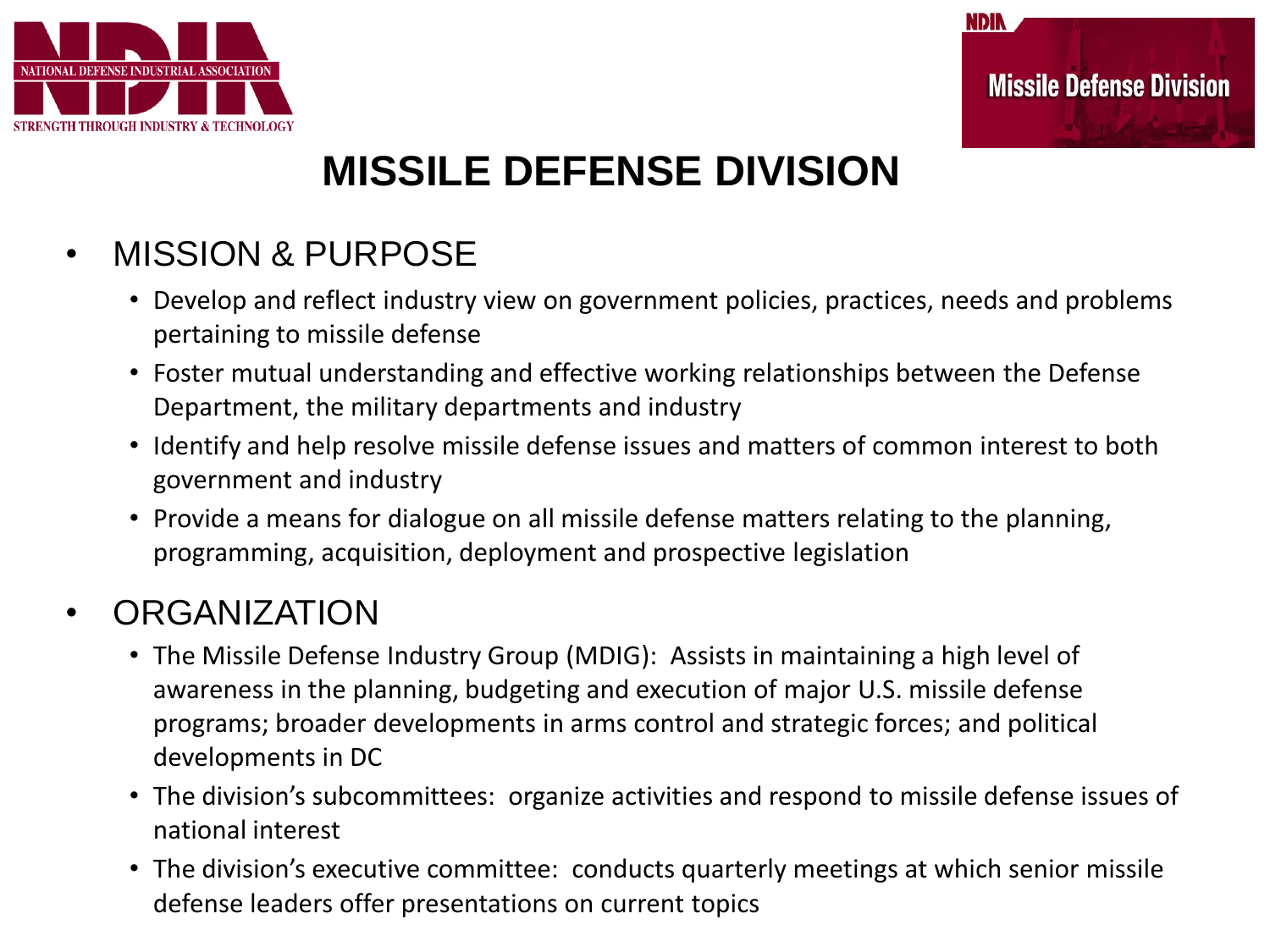# MISSILE DEFENSE DIVISION

- MISSION & PURPOSE
  - Develop and reflect industry view on government policies, practices, needs and problems pertaining to missile defense
  - Foster mutual understanding and effective working relationships between the Defense Department, the military departments and industry
  - Identify and help resolve missile defense issues and matters of common interest to both government and industry
  - Provide a means for dialogue on all missile defense matters relating to the planning, programming, acquisition, deployment and prospective legislation
- ORGANIZATION
  - The Missile Defense Industry Group (MDIG): Assists in maintaining a high level of awareness in the planning, budgeting and execution of major U.S. missile defense programs; broader developments in arms control and strategic forces; and political developments in DC
  - The division's subcommittees: organize activities and respond to missile defense issues of national interest
  - The division's executive committee: conducts quarterly meetings at which senior missile defense leaders offer presentations on current topics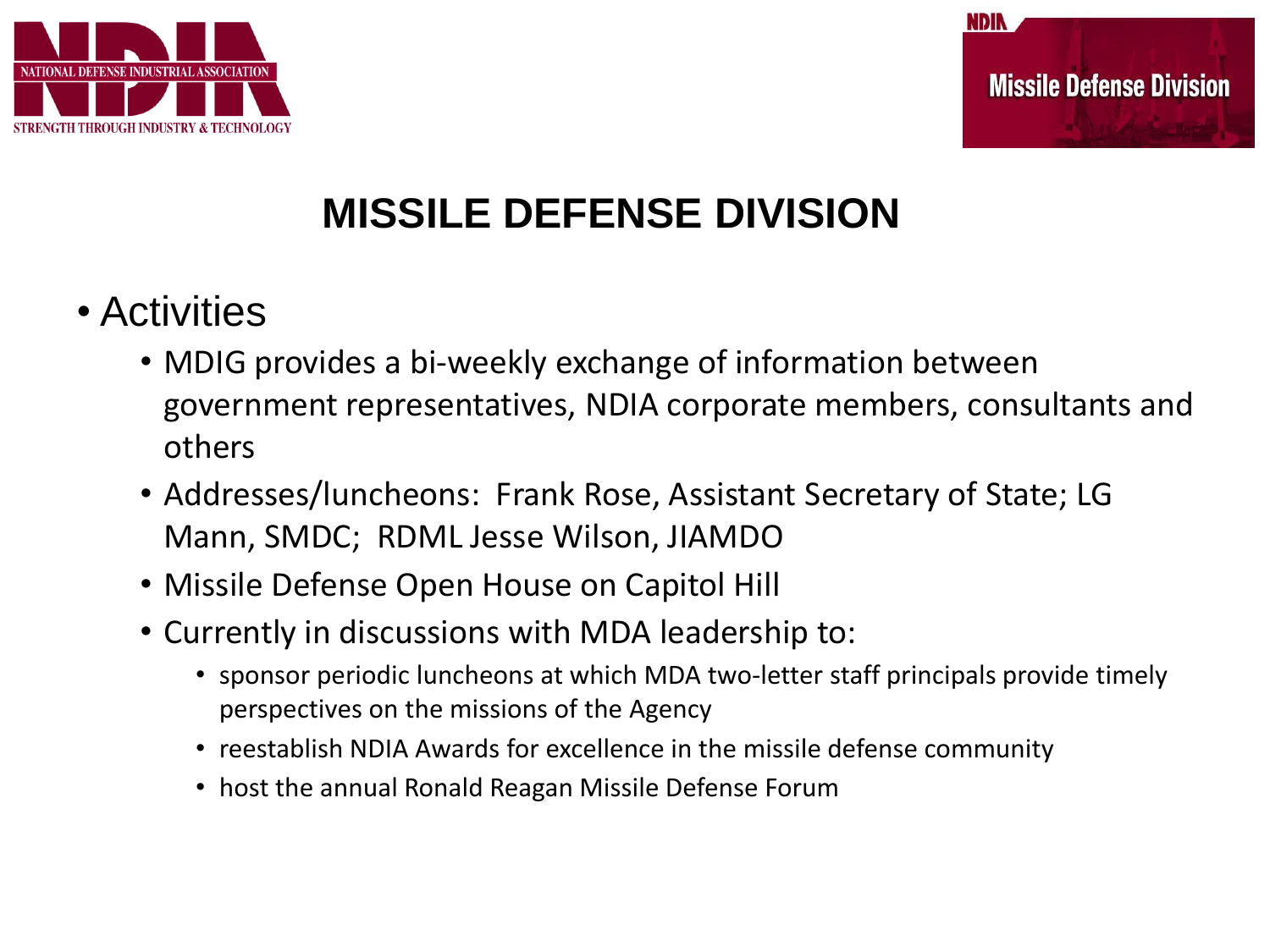# MISSILE DEFENSE DIVISION

- Activities
  - MDIG provides a bi-weekly exchange of information between government representatives, NDIA corporate members, consultants and others
  - Addresses/luncheons: Frank Rose, Assistant Secretary of State; LG Mann, SMDC; RDML Jesse Wilson, JIAMDO
  - Missile Defense Open House on Capitol Hill
  - Currently in discussions with MDA leadership to:
    - sponsor periodic luncheons at which MDA two-letter staff principals provide timely perspectives on the missions of the Agency
    - reestablish NDIA Awards for excellence in the missile defense community
    - host the annual Ronald Reagan Missile Defense Forum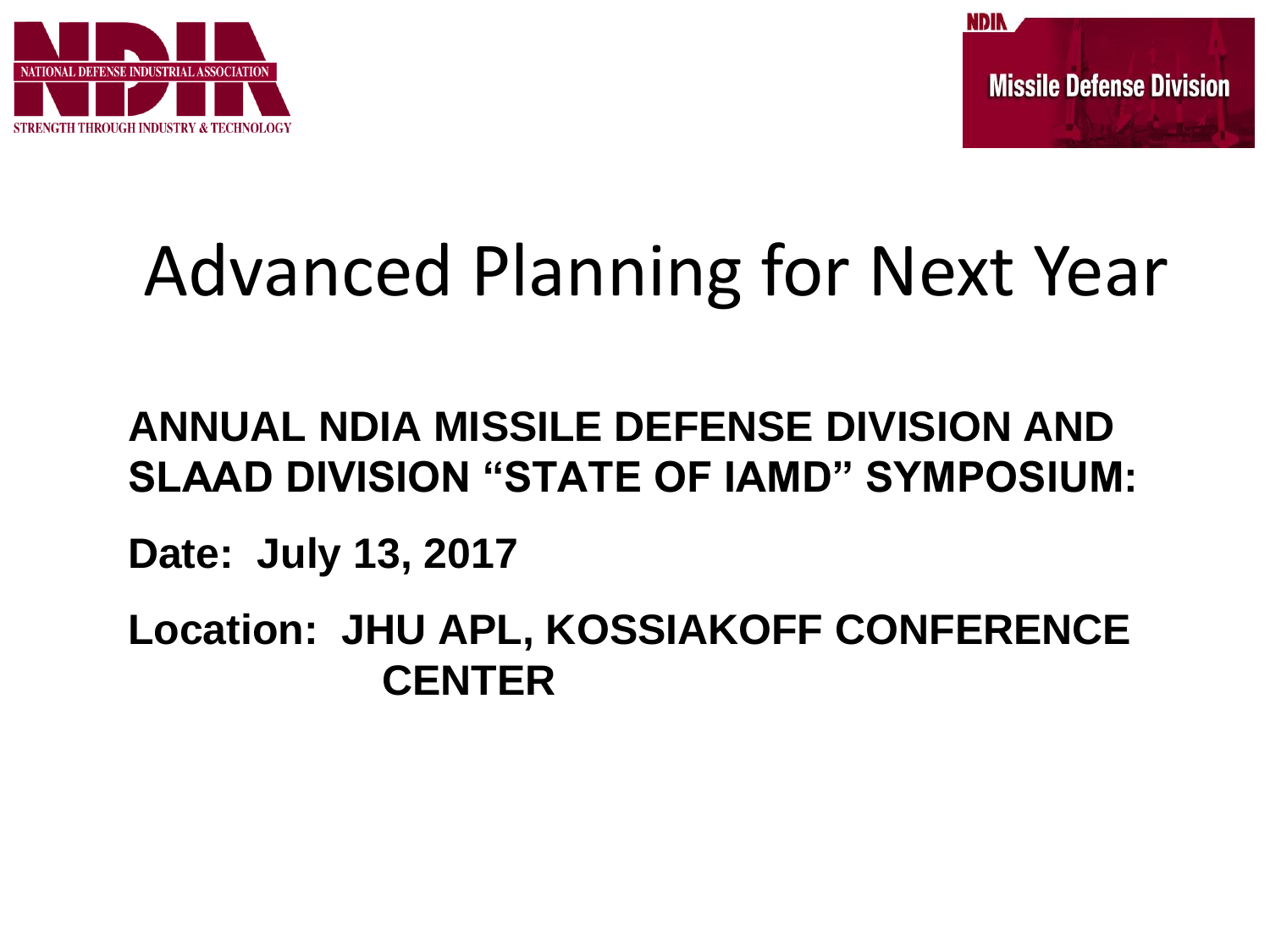# Advanced Planning for Next Year

**ANNUAL NDIA MISSILE DEFENSE DIVISION AND SLAAD DIVISION "STATE OF IAMD" SYMPOSIUM:**

**Date: July 13, 2017**

**Location: JHU APL, KOSSIAKOFF CONFERENCE CENTER**